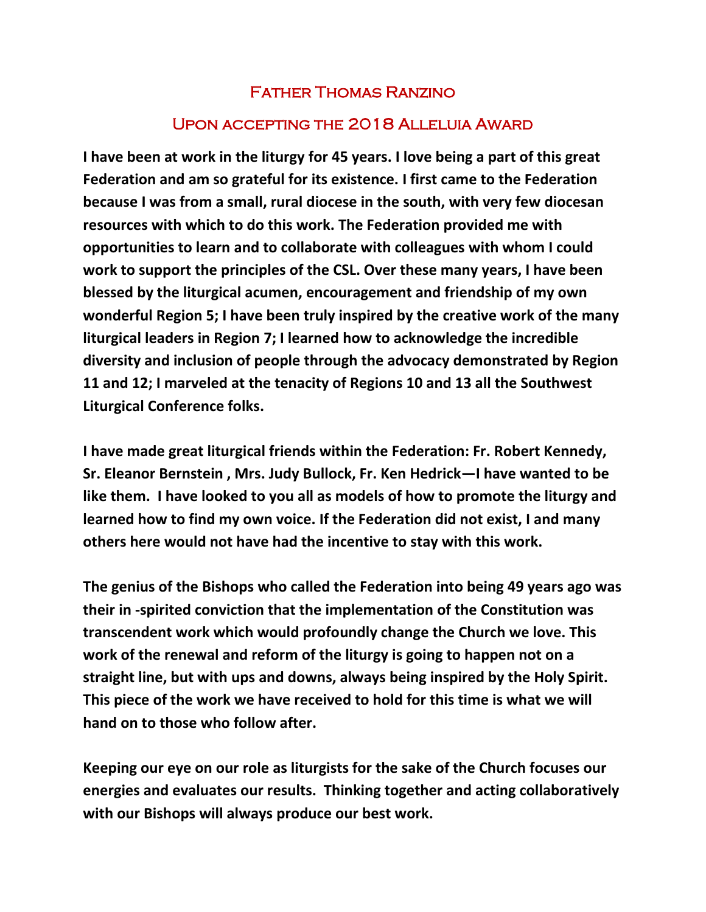# Father Thomas Ranzino

## Upon accepting the 2018 Alleluia Award

**I have been at work in the liturgy for 45 years. I love being a part of this great Federation and am so grateful for its existence. I first came to the Federation because I was from a small, rural diocese in the south, with very few diocesan resources with which to do this work. The Federation provided me with opportunities to learn and to collaborate with colleagues with whom I could work to support the principles of the CSL. Over these many years, I have been blessed by the liturgical acumen, encouragement and friendship of my own wonderful Region 5; I have been truly inspired by the creative work of the many liturgical leaders in Region 7; I learned how to acknowledge the incredible diversity and inclusion of people through the advocacy demonstrated by Region 11 and 12; I marveled at the tenacity of Regions 10 and 13 all the Southwest Liturgical Conference folks.**

**I have made great liturgical friends within the Federation: Fr. Robert Kennedy, Sr. Eleanor Bernstein , Mrs. Judy Bullock, Fr. Ken Hedrick—I have wanted to be like them. I have looked to you all as models of how to promote the liturgy and learned how to find my own voice. If the Federation did not exist, I and many others here would not have had the incentive to stay with this work.**

**The genius of the Bishops who called the Federation into being 49 years ago was their in -spirited conviction that the implementation of the Constitution was transcendent work which would profoundly change the Church we love. This work of the renewal and reform of the liturgy is going to happen not on a straight line, but with ups and downs, always being inspired by the Holy Spirit. This piece of the work we have received to hold for this time is what we will hand on to those who follow after.**

**Keeping our eye on our role as liturgists for the sake of the Church focuses our energies and evaluates our results. Thinking together and acting collaboratively with our Bishops will always produce our best work.**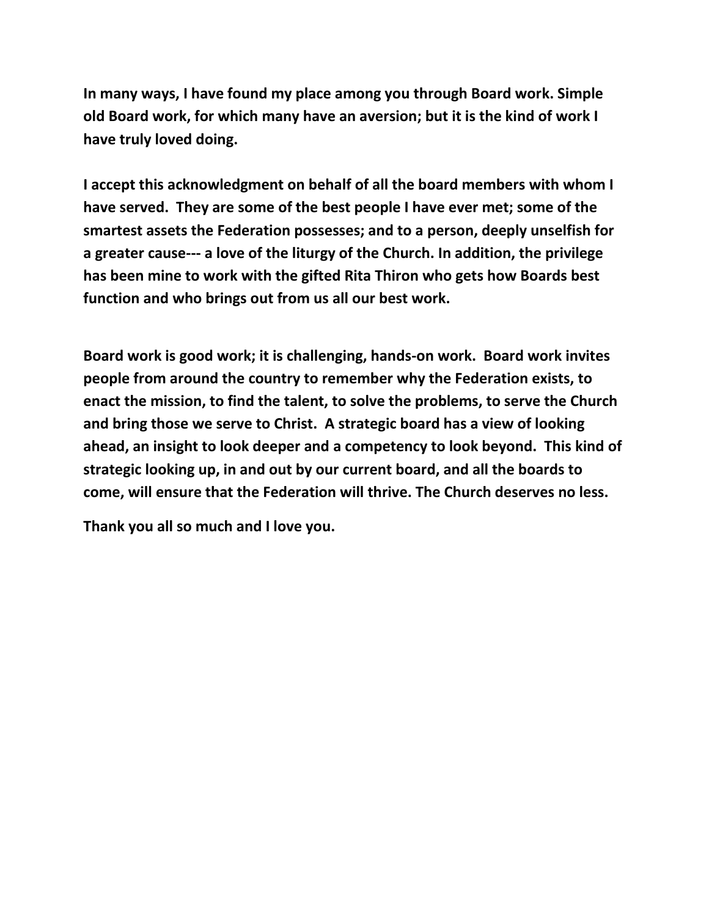**In many ways, I have found my place among you through Board work. Simple old Board work, for which many have an aversion; but it is the kind of work I have truly loved doing.**

**I accept this acknowledgment on behalf of all the board members with whom I have served. They are some of the best people I have ever met; some of the smartest assets the Federation possesses; and to a person, deeply unselfish for a greater cause--- a love of the liturgy of the Church. In addition, the privilege has been mine to work with the gifted Rita Thiron who gets how Boards best function and who brings out from us all our best work.**

**Board work is good work; it is challenging, hands-on work. Board work invites people from around the country to remember why the Federation exists, to enact the mission, to find the talent, to solve the problems, to serve the Church and bring those we serve to Christ. A strategic board has a view of looking ahead, an insight to look deeper and a competency to look beyond. This kind of strategic looking up, in and out by our current board, and all the boards to come, will ensure that the Federation will thrive. The Church deserves no less.**

**Thank you all so much and I love you.**